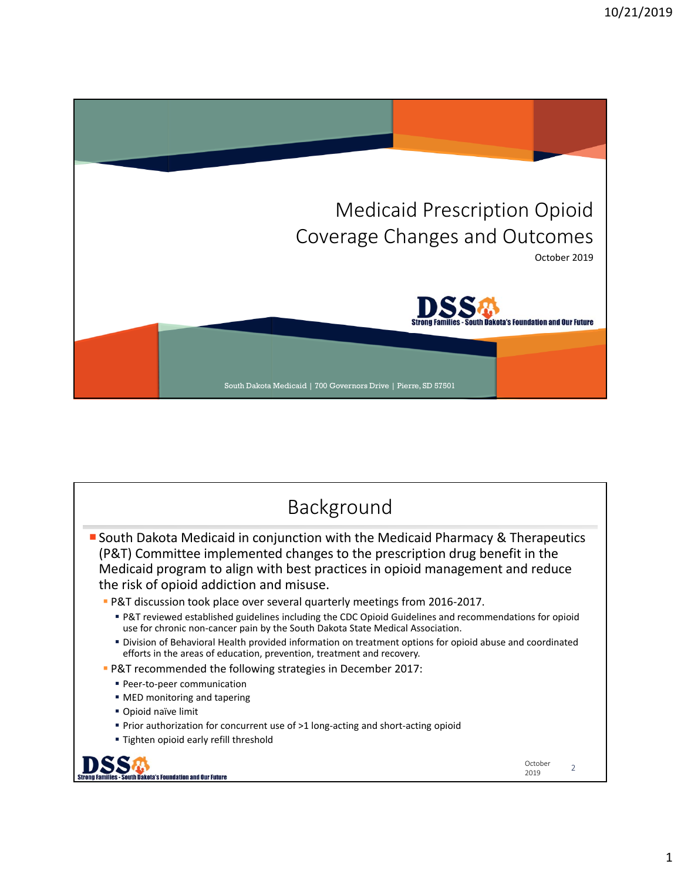# Medicaid Prescription Opioid Coverage Changes and Outcomes

October 2019

DSS Strong Families - South Dakota's Foundation and Our Future

South Dakota Medicaid | 700 Governors Drive | Pierre, SD 57501

## Background

- South Dakota Medicaid in conjunction with the Medicaid Pharmacy & Therapeutics (P&T) Committee implemented changes to the prescription drug benefit in the Medicaid program to align with best practices in opioid management and reduce the risk of opioid addiction and misuse.
  - P&T discussion took place over several quarterly meetings from 2016-2017.
    - P&T reviewed established guidelines including the CDC Opioid Guidelines and recommendations for opioid use for chronic non-cancer pain by the South Dakota State Medical Association.
    - Division of Behavioral Health provided information on treatment options for opioid abuse and coordinated efforts in the areas of education, prevention, treatment and recovery.
  - P&T recommended the following strategies in December 2017:
    - Peer-to-peer communication
    - MED monitoring and tapering
    - Opioid naïve limit
    - Prior authorization for concurrent use of >1 long-acting and short-acting opioid
    - Tighten opioid early refill threshold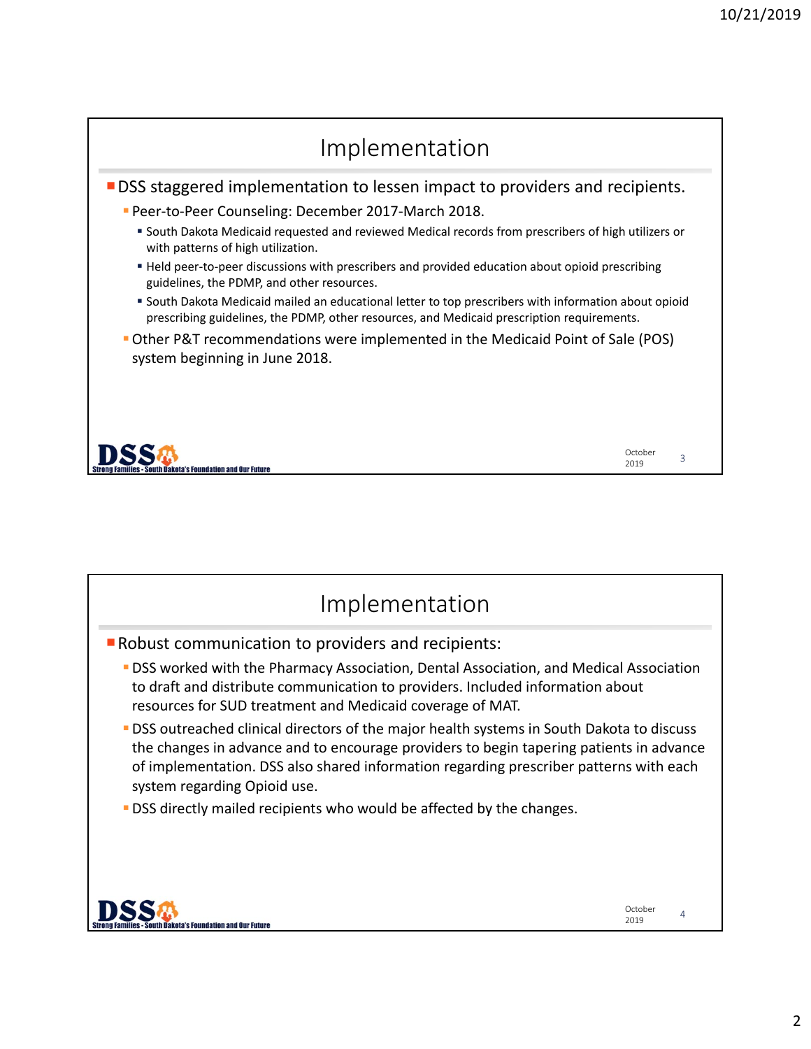## Implementation

- DSS staggered implementation to lessen impact to providers and recipients.
  - Peer-to-Peer Counseling: December 2017-March 2018.
    - South Dakota Medicaid requested and reviewed Medical records from prescribers of high utilizers or with patterns of high utilization.
    - Held peer-to-peer discussions with prescribers and provided education about opioid prescribing guidelines, the PDMP, and other resources.
    - South Dakota Medicaid mailed an educational letter to top prescribers with information about opioid prescribing guidelines, the PDMP, other resources, and Medicaid prescription requirements.
  - Other P&T recommendations were implemented in the Medicaid Point of Sale (POS) system beginning in June 2018.

## Implementation

- Robust communication to providers and recipients:
  - DSS worked with the Pharmacy Association, Dental Association, and Medical Association to draft and distribute communication to providers. Included information about resources for SUD treatment and Medicaid coverage of MAT.
  - DSS outreached clinical directors of the major health systems in South Dakota to discuss the changes in advance and to encourage providers to begin tapering patients in advance of implementation. DSS also shared information regarding prescriber patterns with each system regarding Opioid use.
  - DSS directly mailed recipients who would be affected by the changes.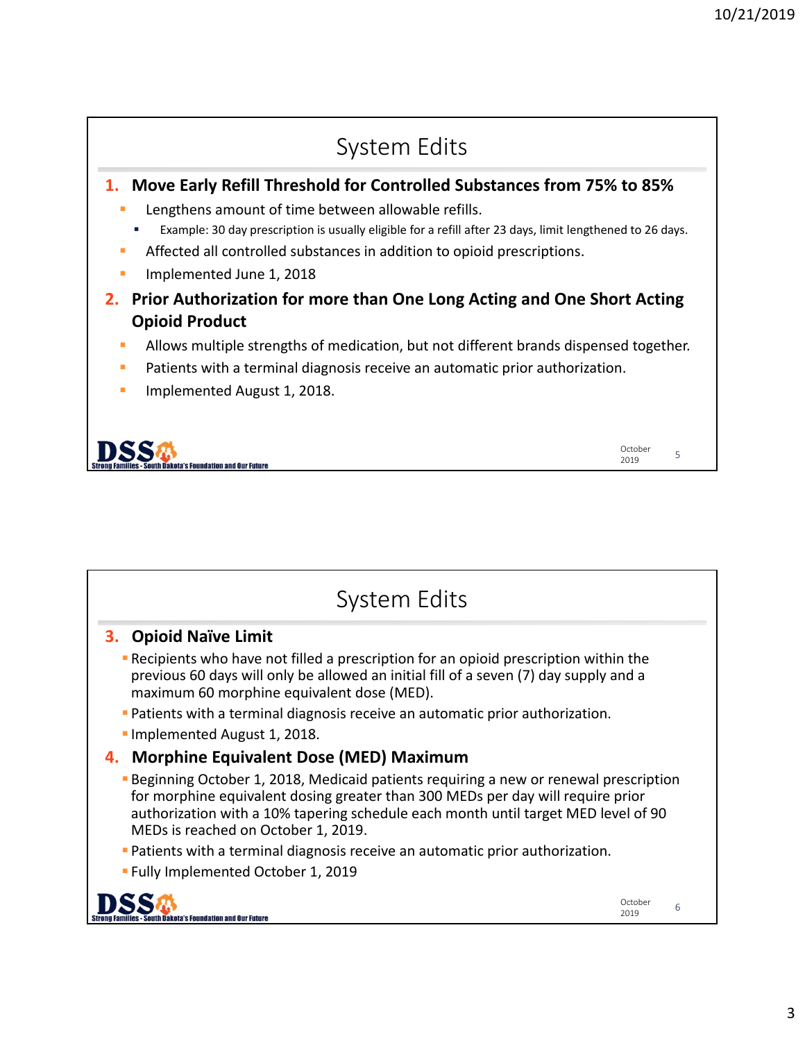## System Edits

1. **Move Early Refill Threshold for Controlled Substances from 75% to 85%**
   - Lengthens amount of time between allowable refills.
     - Example: 30 day prescription is usually eligible for a refill after 23 days, limit lengthened to 26 days.
   - Affected all controlled substances in addition to opioid prescriptions.
   - Implemented June 1, 2018
2. **Prior Authorization for more than One Long Acting and One Short Acting Opioid Product**
   - Allows multiple strengths of medication, but not different brands dispensed together.
   - Patients with a terminal diagnosis receive an automatic prior authorization.
   - Implemented August 1, 2018.

DSS Strong Families - South Dakota's Foundation and Our Future

## System Edits

3. **Opioid Naïve Limit**
   - Recipients who have not filled a prescription for an opioid prescription within the previous 60 days will only be allowed an initial fill of a seven (7) day supply and a maximum 60 morphine equivalent dose (MED).
   - Patients with a terminal diagnosis receive an automatic prior authorization.
   - Implemented August 1, 2018.
4. **Morphine Equivalent Dose (MED) Maximum**
   - Beginning October 1, 2018, Medicaid patients requiring a new or renewal prescription for morphine equivalent dosing greater than 300 MEDs per day will require prior authorization with a 10% tapering schedule each month until target MED level of 90 MEDs is reached on October 1, 2019.
   - Patients with a terminal diagnosis receive an automatic prior authorization.
   - Fully Implemented October 1, 2019

DSS Strong Families - South Dakota's Foundation and Our Future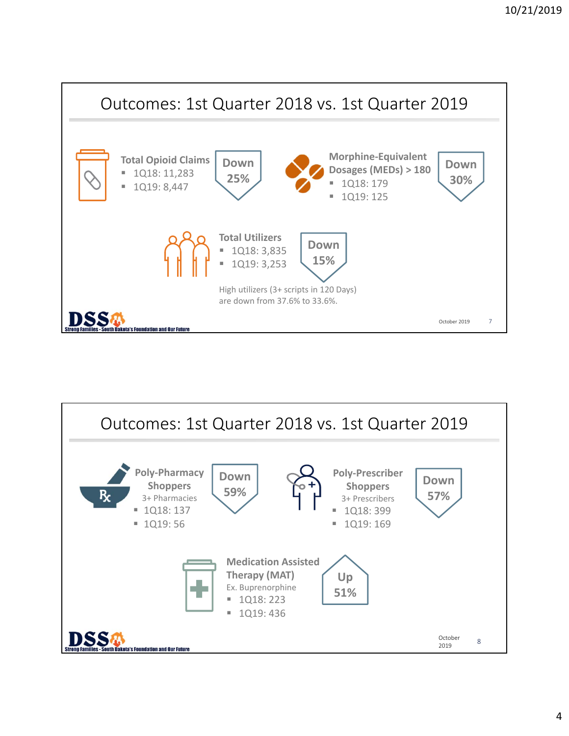## Outcomes: 1st Quarter 2018 vs. 1st Quarter 2019

**Total Opioid Claims**

- 1Q18: 11,283
- 1Q19: 8,447

**Down 25%**

**Morphine-Equivalent Dosages (MEDs) > 180**

- 1Q18: 179
- 1Q19: 125

**Down 30%**

**Total Utilizers**

- 1Q18: 3,835
- 1Q19: 3,253

**Down 15%**

High utilizers (3+ scripts in 120 Days) are down from 37.6% to 33.6%.

DSS Strong Families - South Dakota's Foundation and Our Future

October 2019

## Outcomes: 1st Quarter 2018 vs. 1st Quarter 2019

**Poly-Pharmacy Shoppers**

3+ Pharmacies

- 1Q18: 137
- 1Q19: 56

**Down 59%**

**Poly-Prescriber Shoppers**

3+ Prescribers

- 1Q18: 399
- 1Q19: 169

**Down 57%**

**Medication Assisted Therapy (MAT)**

Ex. Buprenorphine

- 1Q18: 223
- 1Q19: 436

**Up 51%**

DSS Strong Families - South Dakota's Foundation and Our Future

October 2019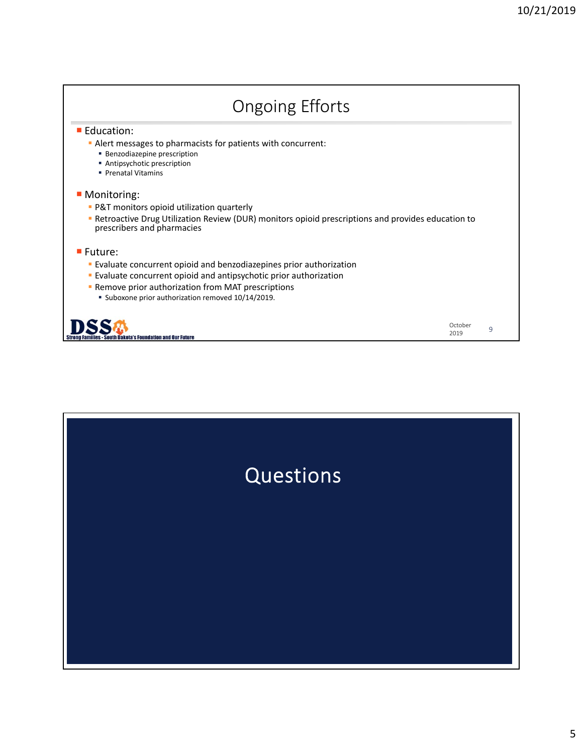## Ongoing Efforts

- Education:
  - Alert messages to pharmacists for patients with concurrent:
    - Benzodiazepine prescription
    - Antipsychotic prescription
    - Prenatal Vitamins
- Monitoring:
  - P&T monitors opioid utilization quarterly
  - Retroactive Drug Utilization Review (DUR) monitors opioid prescriptions and provides education to prescribers and pharmacies
- Future:
  - Evaluate concurrent opioid and benzodiazepines prior authorization
  - Evaluate concurrent opioid and antipsychotic prior authorization
  - Remove prior authorization from MAT prescriptions
    - Suboxone prior authorization removed 10/14/2019.

DSS Strong Families - South Dakota's Foundation and Our Future

October 2019

## Questions